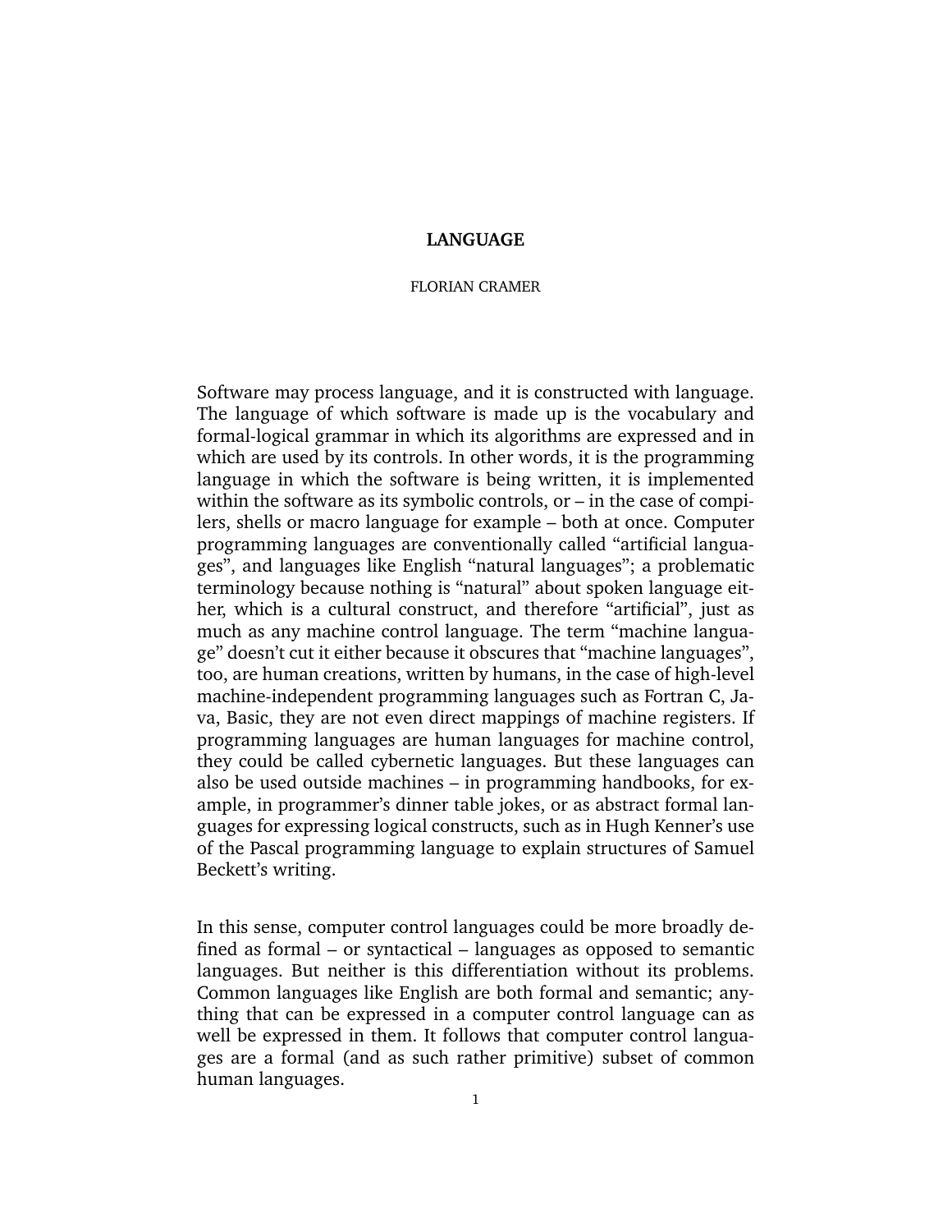# LANGUAGE

FLORIAN CRAMER

Software may process language, and it is constructed with language. The language of which software is made up is the vocabulary and formal-logical grammar in which its algorithms are expressed and in which are used by its controls. In other words, it is the programming language in which the software is being written, it is implemented within the software as its symbolic controls, or – in the case of compilers, shells or macro language for example – both at once. Computer programming languages are conventionally called "artificial languages", and languages like English "natural languages"; a problematic terminology because nothing is "natural" about spoken language either, which is a cultural construct, and therefore "artificial", just as much as any machine control language. The term "machine language" doesn't cut it either because it obscures that "machine languages", too, are human creations, written by humans, in the case of high-level machine-independent programming languages such as Fortran C, Java, Basic, they are not even direct mappings of machine registers. If programming languages are human languages for machine control, they could be called cybernetic languages. But these languages can also be used outside machines – in programming handbooks, for example, in programmer's dinner table jokes, or as abstract formal languages for expressing logical constructs, such as in Hugh Kenner's use of the Pascal programming language to explain structures of Samuel Beckett's writing.

In this sense, computer control languages could be more broadly defined as formal – or syntactical – languages as opposed to semantic languages. But neither is this differentiation without its problems. Common languages like English are both formal and semantic; anything that can be expressed in a computer control language can as well be expressed in them. It follows that computer control languages are a formal (and as such rather primitive) subset of common human languages.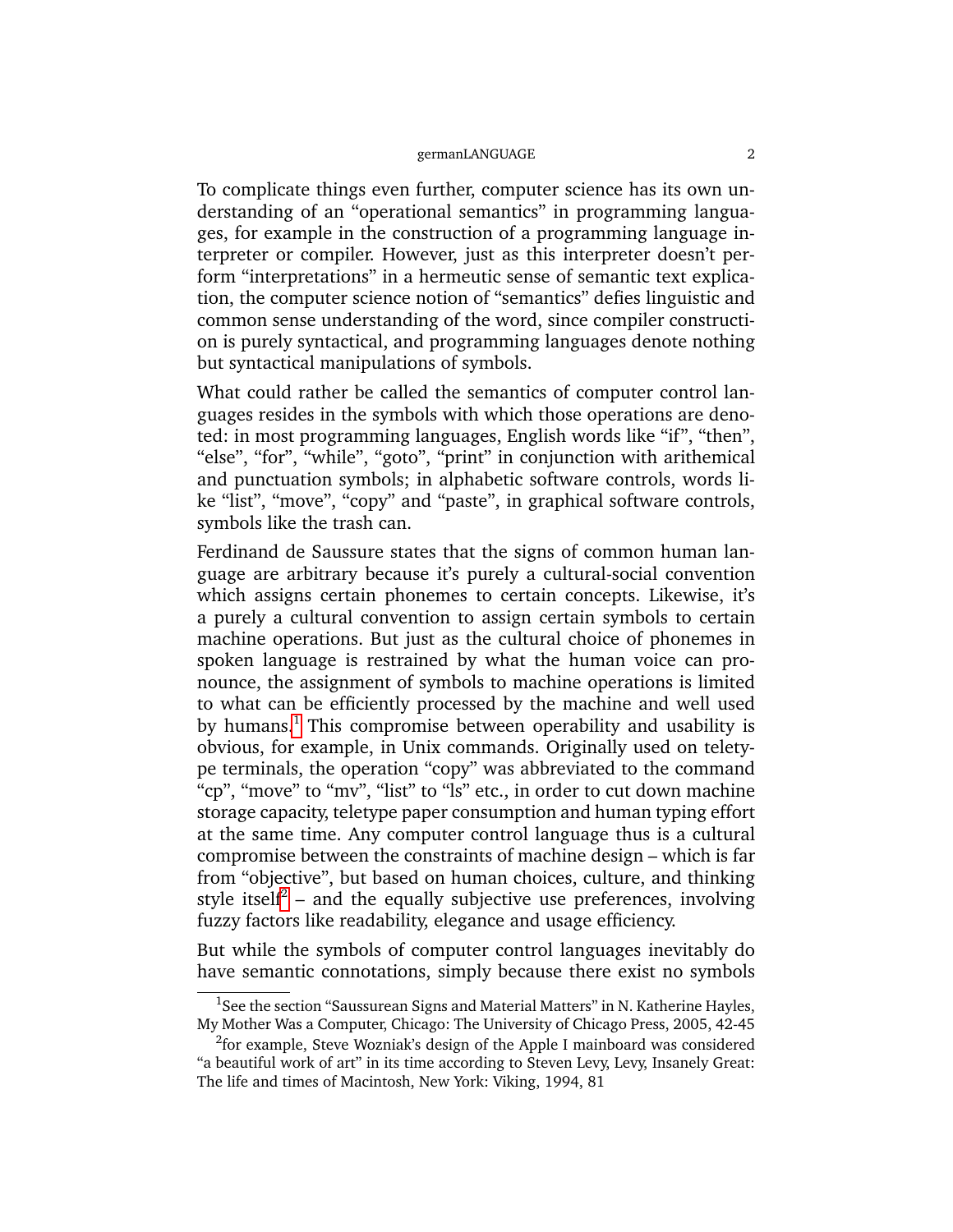To complicate things even further, computer science has its own understanding of an "operational semantics" in programming languages, for example in the construction of a programming language interpreter or compiler. However, just as this interpreter doesn't perform "interpretations" in a hermeutic sense of semantic text explication, the computer science notion of "semantics" defies linguistic and common sense understanding of the word, since compiler construction is purely syntactical, and programming languages denote nothing but syntactical manipulations of symbols.

What could rather be called the semantics of computer control languages resides in the symbols with which those operations are denoted: in most programming languages, English words like "if", "then", "else", "for", "while", "goto", "print" in conjunction with arithemical and punctuation symbols; in alphabetic software controls, words like "list", "move", "copy" and "paste", in graphical software controls, symbols like the trash can.

Ferdinand de Saussure states that the signs of common human language are arbitrary because it's purely a cultural-social convention which assigns certain phonemes to certain concepts. Likewise, it's a purely a cultural convention to assign certain symbols to certain machine operations. But just as the cultural choice of phonemes in spoken language is restrained by what the human voice can pronounce, the assignment of symbols to machine operations is limited to what can be efficiently processed by the machine and well used by humans.[1] This compromise between operability and usability is obvious, for example, in Unix commands. Originally used on teletype terminals, the operation "copy" was abbreviated to the command "cp", "move" to "mv", "list" to "ls" etc., in order to cut down machine storage capacity, teletype paper consumption and human typing effort at the same time. Any computer control language thus is a cultural compromise between the constraints of machine design – which is far from "objective", but based on human choices, culture, and thinking style itself[2] – and the equally subjective use preferences, involving fuzzy factors like readability, elegance and usage efficiency.

But while the symbols of computer control languages inevitably do have semantic connotations, simply because there exist no symbols

---

[1] See the section "Saussurean Signs and Material Matters" in N. Katherine Hayles, My Mother Was a Computer, Chicago: The University of Chicago Press, 2005, 42-45

[2] for example, Steve Wozniak's design of the Apple I mainboard was considered "a beautiful work of art" in its time according to Steven Levy, Levy, Insanely Great: The life and times of Macintosh, New York: Viking, 1994, 81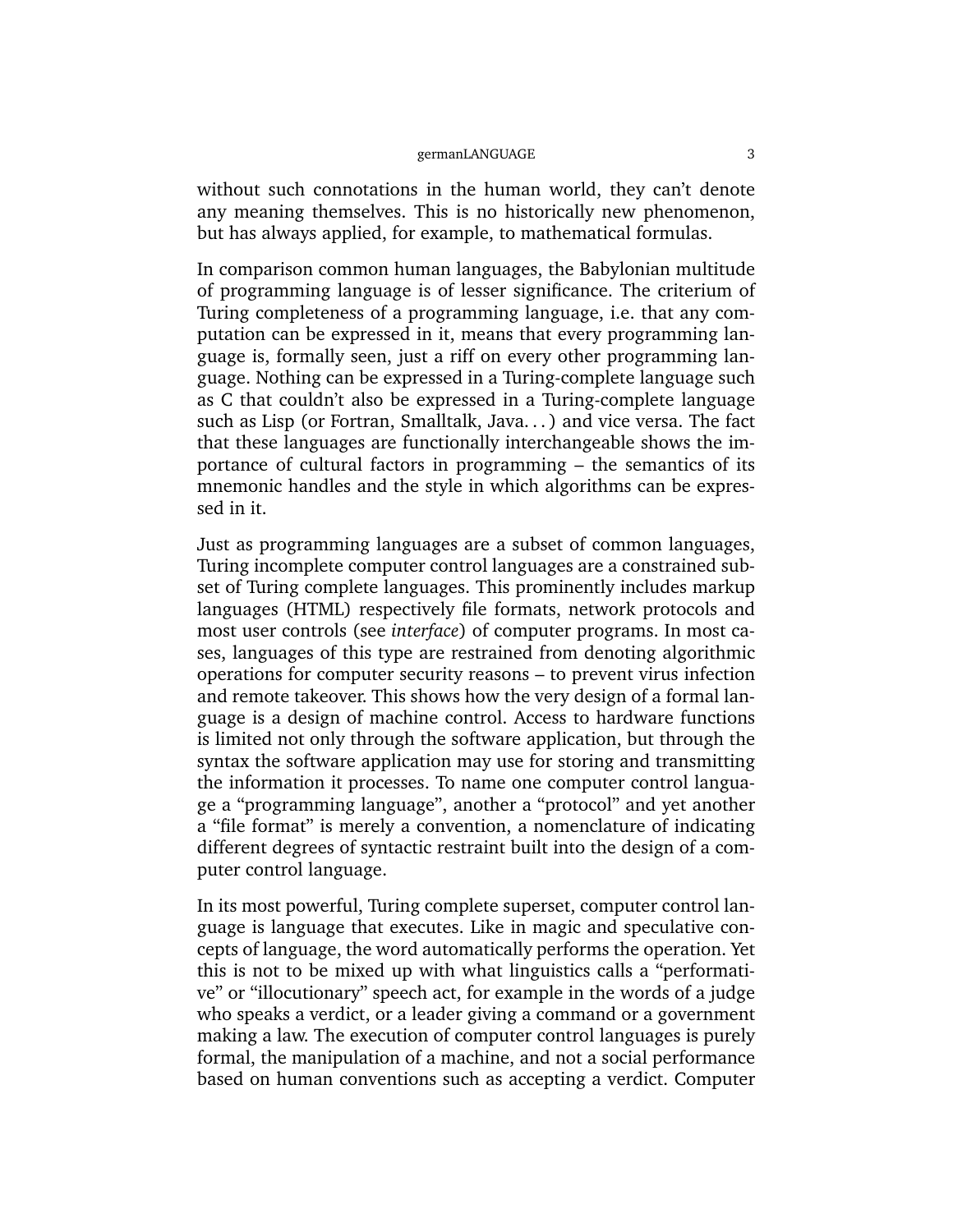without such connotations in the human world, they can't denote any meaning themselves. This is no historically new phenomenon, but has always applied, for example, to mathematical formulas.

In comparison common human languages, the Babylonian multitude of programming language is of lesser significance. The criterium of Turing completeness of a programming language, i.e. that any computation can be expressed in it, means that every programming language is, formally seen, just a riff on every other programming language. Nothing can be expressed in a Turing-complete language such as C that couldn't also be expressed in a Turing-complete language such as Lisp (or Fortran, Smalltalk, Java. . . ) and vice versa. The fact that these languages are functionally interchangeable shows the importance of cultural factors in programming – the semantics of its mnemonic handles and the style in which algorithms can be expressed in it.

Just as programming languages are a subset of common languages, Turing incomplete computer control languages are a constrained subset of Turing complete languages. This prominently includes markup languages (HTML) respectively file formats, network protocols and most user controls (see *interface*) of computer programs. In most cases, languages of this type are restrained from denoting algorithmic operations for computer security reasons – to prevent virus infection and remote takeover. This shows how the very design of a formal language is a design of machine control. Access to hardware functions is limited not only through the software application, but through the syntax the software application may use for storing and transmitting the information it processes. To name one computer control language a "programming language", another a "protocol" and yet another a "file format" is merely a convention, a nomenclature of indicating different degrees of syntactic restraint built into the design of a computer control language.

In its most powerful, Turing complete superset, computer control language is language that executes. Like in magic and speculative concepts of language, the word automatically performs the operation. Yet this is not to be mixed up with what linguistics calls a "performative" or "illocutionary" speech act, for example in the words of a judge who speaks a verdict, or a leader giving a command or a government making a law. The execution of computer control languages is purely formal, the manipulation of a machine, and not a social performance based on human conventions such as accepting a verdict. Computer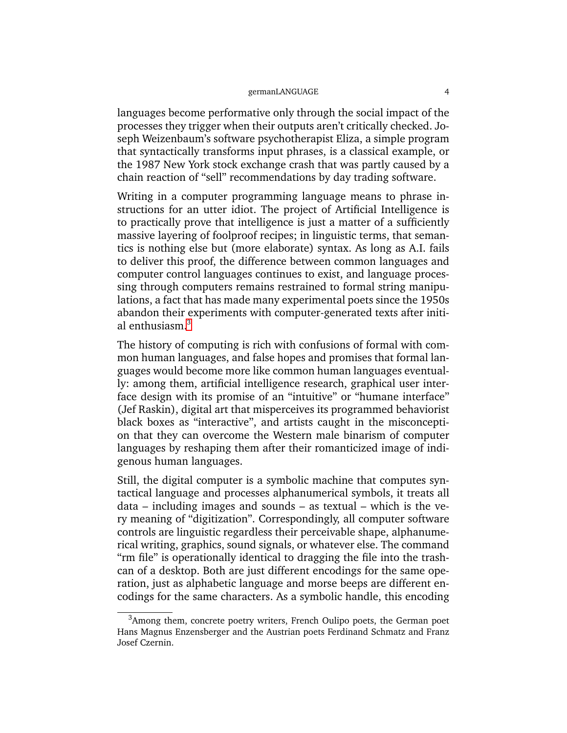languages become performative only through the social impact of the processes they trigger when their outputs aren't critically checked. Joseph Weizenbaum's software psychotherapist Eliza, a simple program that syntactically transforms input phrases, is a classical example, or the 1987 New York stock exchange crash that was partly caused by a chain reaction of "sell" recommendations by day trading software.

Writing in a computer programming language means to phrase instructions for an utter idiot. The project of Artificial Intelligence is to practically prove that intelligence is just a matter of a sufficiently massive layering of foolproof recipes; in linguistic terms, that semantics is nothing else but (more elaborate) syntax. As long as A.I. fails to deliver this proof, the difference between common languages and computer control languages continues to exist, and language processing through computers remains restrained to formal string manipulations, a fact that has made many experimental poets since the 1950s abandon their experiments with computer-generated texts after initial enthusiasm.[3]

The history of computing is rich with confusions of formal with common human languages, and false hopes and promises that formal languages would become more like common human languages eventually: among them, artificial intelligence research, graphical user interface design with its promise of an "intuitive" or "humane interface" (Jef Raskin), digital art that misperceives its programmed behaviorist black boxes as "interactive", and artists caught in the misconception that they can overcome the Western male binarism of computer languages by reshaping them after their romanticized image of indigenous human languages.

Still, the digital computer is a symbolic machine that computes syntactical language and processes alphanumerical symbols, it treats all data – including images and sounds – as textual – which is the very meaning of "digitization". Correspondingly, all computer software controls are linguistic regardless their perceivable shape, alphanumerical writing, graphics, sound signals, or whatever else. The command "rm file" is operationally identical to dragging the file into the trashcan of a desktop. Both are just different encodings for the same operation, just as alphabetic language and morse beeps are different encodings for the same characters. As a symbolic handle, this encoding

[3] Among them, concrete poetry writers, French Oulipo poets, the German poet Hans Magnus Enzensberger and the Austrian poets Ferdinand Schmatz and Franz Josef Czernin.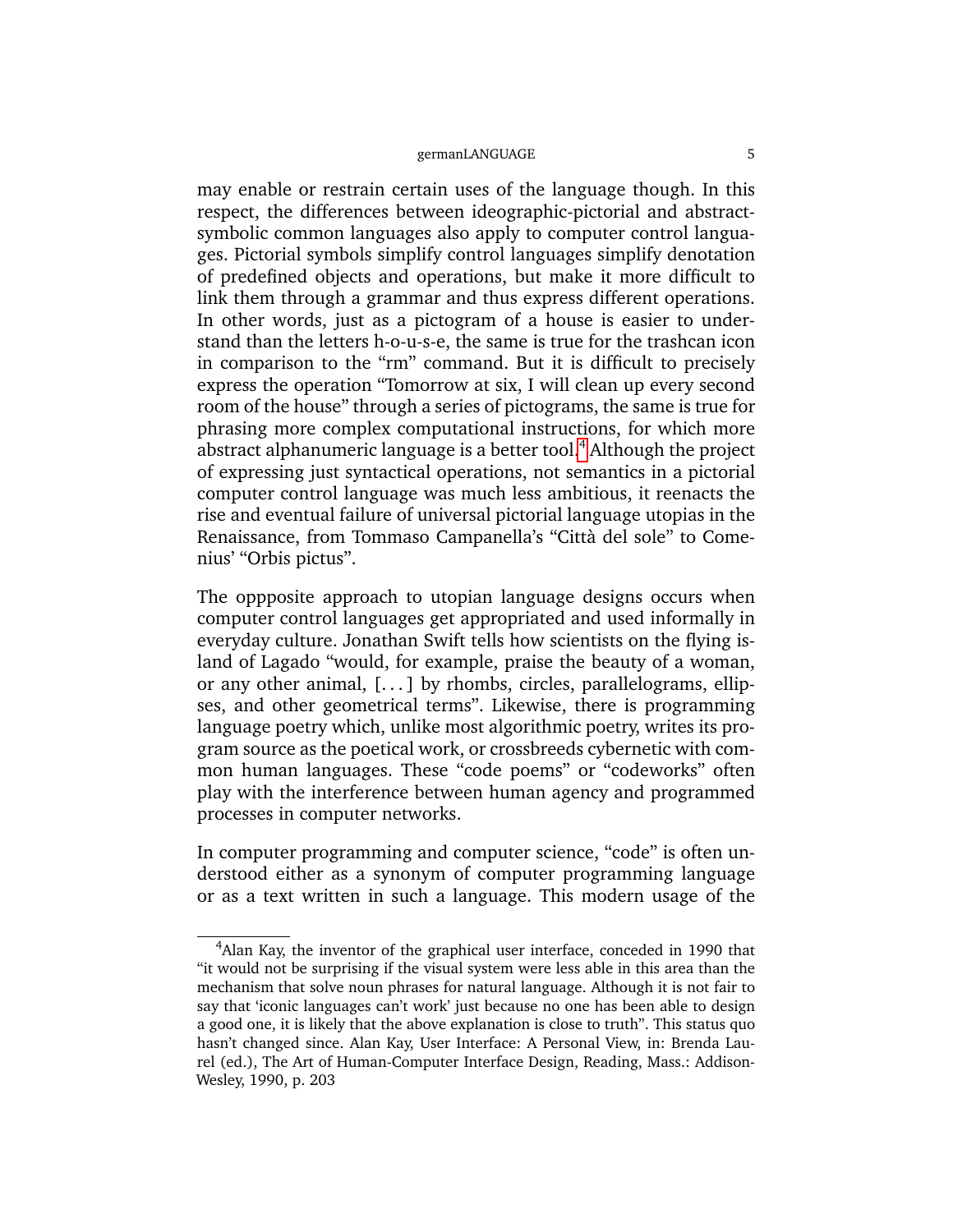may enable or restrain certain uses of the language though. In this respect, the differences between ideographic-pictorial and abstract-symbolic common languages also apply to computer control languages. Pictorial symbols simplify control languages simplify denotation of predefined objects and operations, but make it more difficult to link them through a grammar and thus express different operations. In other words, just as a pictogram of a house is easier to understand than the letters h-o-u-s-e, the same is true for the trashcan icon in comparison to the "rm" command. But it is difficult to precisely express the operation "Tomorrow at six, I will clean up every second room of the house" through a series of pictograms, the same is true for phrasing more complex computational instructions, for which more abstract alphanumeric language is a better tool.[4] Although the project of expressing just syntactical operations, not semantics in a pictorial computer control language was much less ambitious, it reenacts the rise and eventual failure of universal pictorial language utopias in the Renaissance, from Tommaso Campanella's "Città del sole" to Comenius' "Orbis pictus".

The oppposite approach to utopian language designs occurs when computer control languages get appropriated and used informally in everyday culture. Jonathan Swift tells how scientists on the flying island of Lagado "would, for example, praise the beauty of a woman, or any other animal, [. . . ] by rhombs, circles, parallelograms, ellipses, and other geometrical terms". Likewise, there is programming language poetry which, unlike most algorithmic poetry, writes its program source as the poetical work, or crossbreeds cybernetic with common human languages. These "code poems" or "codeworks" often play with the interference between human agency and programmed processes in computer networks.

In computer programming and computer science, "code" is often understood either as a synonym of computer programming language or as a text written in such a language. This modern usage of the

---

[4] Alan Kay, the inventor of the graphical user interface, conceded in 1990 that "it would not be surprising if the visual system were less able in this area than the mechanism that solve noun phrases for natural language. Although it is not fair to say that 'iconic languages can't work' just because no one has been able to design a good one, it is likely that the above explanation is close to truth". This status quo hasn't changed since. Alan Kay, User Interface: A Personal View, in: Brenda Laurel (ed.), The Art of Human-Computer Interface Design, Reading, Mass.: Addison-Wesley, 1990, p. 203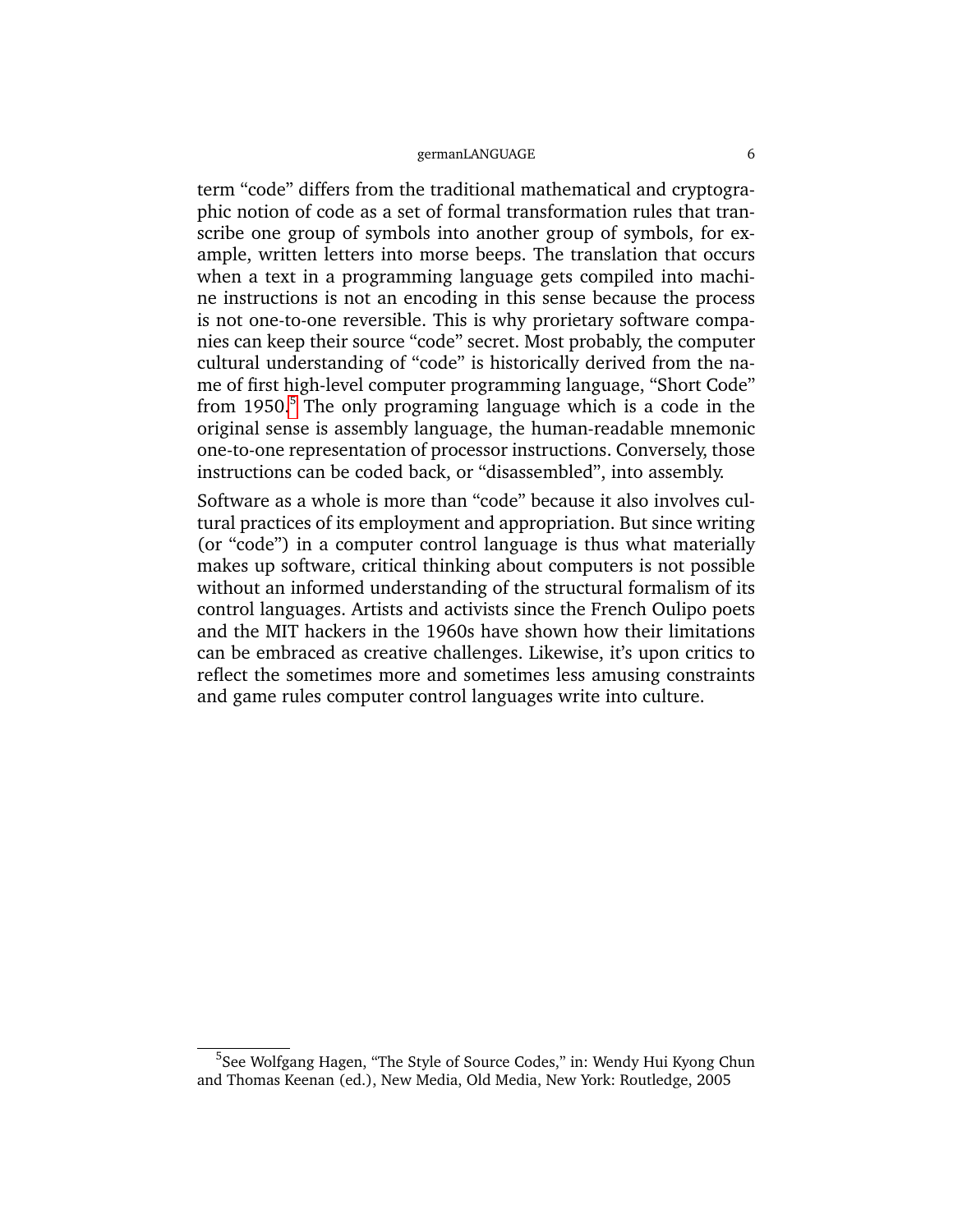term "code" differs from the traditional mathematical and cryptographic notion of code as a set of formal transformation rules that transcribe one group of symbols into another group of symbols, for example, written letters into morse beeps. The translation that occurs when a text in a programming language gets compiled into machine instructions is not an encoding in this sense because the process is not one-to-one reversible. This is why prorietary software companies can keep their source "code" secret. Most probably, the computer cultural understanding of "code" is historically derived from the name of first high-level computer programming language, "Short Code" from 1950.[5] The only programing language which is a code in the original sense is assembly language, the human-readable mnemonic one-to-one representation of processor instructions. Conversely, those instructions can be coded back, or "disassembled", into assembly.

Software as a whole is more than "code" because it also involves cultural practices of its employment and appropriation. But since writing (or "code") in a computer control language is thus what materially makes up software, critical thinking about computers is not possible without an informed understanding of the structural formalism of its control languages. Artists and activists since the French Oulipo poets and the MIT hackers in the 1960s have shown how their limitations can be embraced as creative challenges. Likewise, it's upon critics to reflect the sometimes more and sometimes less amusing constraints and game rules computer control languages write into culture.

[5] See Wolfgang Hagen, "The Style of Source Codes," in: Wendy Hui Kyong Chun and Thomas Keenan (ed.), New Media, Old Media, New York: Routledge, 2005